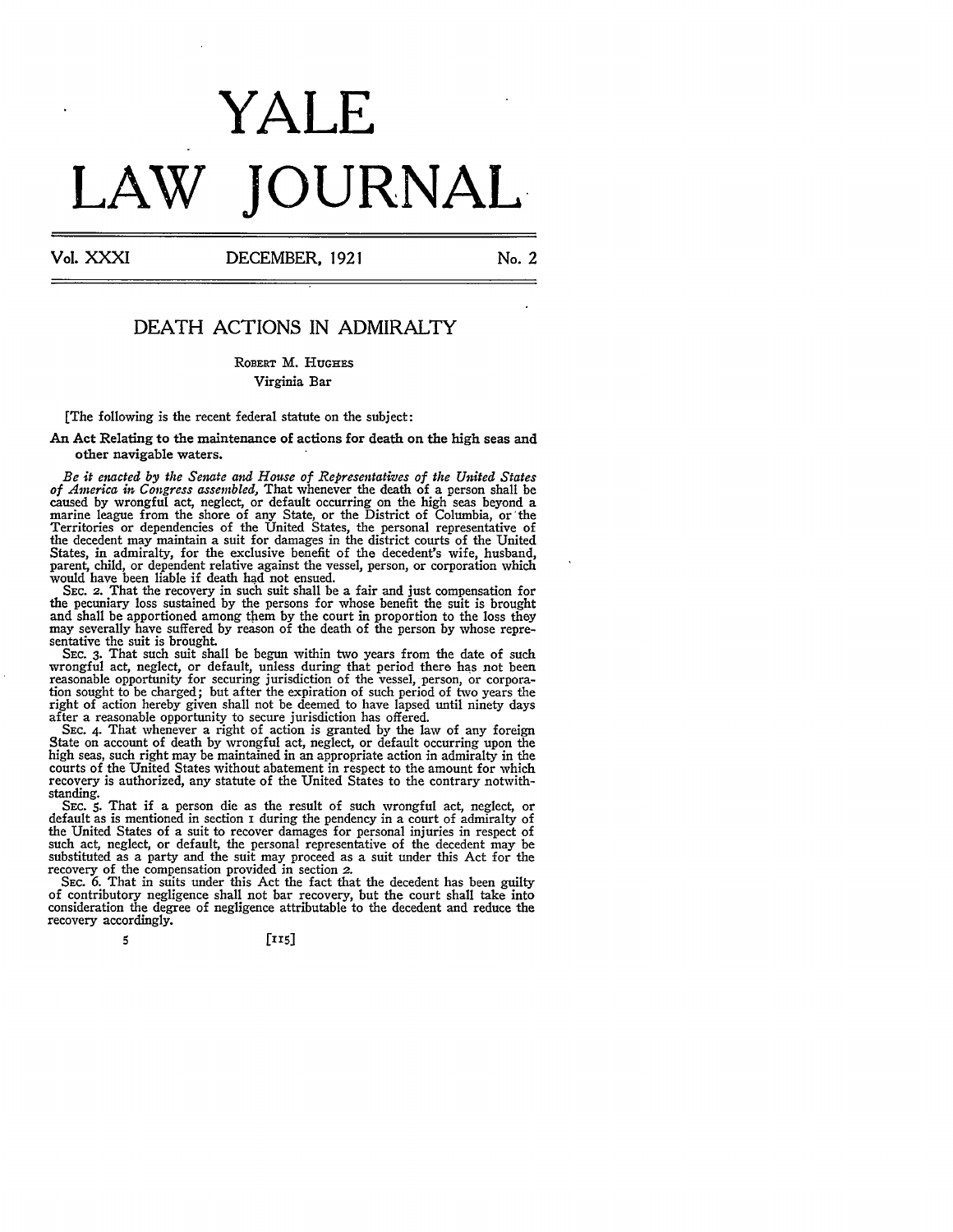# YALE LAW JOURNAL

Vol. XXXI DECEMBER, 1921 No. 2

## DEATH ACTIONS IN ADMIRALTY

ROBERT M. HUGHES
Virginia Bar

[The following is the recent federal statute on the subject:

**An Act Relating to the maintenance of actions for death on the high seas and other navigable waters.**

*Be it enacted by the Senate and House of Representatives of the United States of America in Congress assembled,* That whenever the death of a person shall be caused by wrongful act, neglect, or default occurring on the high seas beyond a marine league from the shore of any State, or the District of Columbia, or the Territories or dependencies of the United States, the personal representative of the decedent may maintain a suit for damages in the district courts of the United States, in admiralty, for the exclusive benefit of the decedent's wife, husband, parent, child, or dependent relative against the vessel, person, or corporation which would have been liable if death had not ensued.

SEC. 2. That the recovery in such suit shall be a fair and just compensation for the pecuniary loss sustained by the persons for whose benefit the suit is brought and shall be apportioned among them by the court in proportion to the loss they may severally have suffered by reason of the death of the person by whose representative the suit is brought.

SEC. 3. That such suit shall be begun within two years from the date of such wrongful act, neglect, or default, unless during that period there has not been reasonable opportunity for securing jurisdiction of the vessel, person, or corporation sought to be charged; but after the expiration of such period of two years the right of action hereby given shall not be deemed to have lapsed until ninety days after a reasonable opportunity to secure jurisdiction has offered.

SEC. 4. That whenever a right of action is granted by the law of any foreign State on account of death by wrongful act, neglect, or default occurring upon the high seas, such right may be maintained in an appropriate action in admiralty in the courts of the United States without abatement in respect to the amount for which recovery is authorized, any statute of the United States to the contrary notwithstanding.

SEC. 5. That if a person die as the result of such wrongful act, neglect, or default as is mentioned in section 1 during the pendency in a court of admiralty of the United States of a suit to recover damages for personal injuries in respect of such act, neglect, or default, the personal representative of the decedent may be substituted as a party and the suit may proceed as a suit under this Act for the recovery of the compensation provided in section 2.

SEC. 6. That in suits under this Act the fact that the decedent has been guilty of contributory negligence shall not bar recovery, but the court shall take into consideration the degree of negligence attributable to the decedent and reduce the recovery accordingly.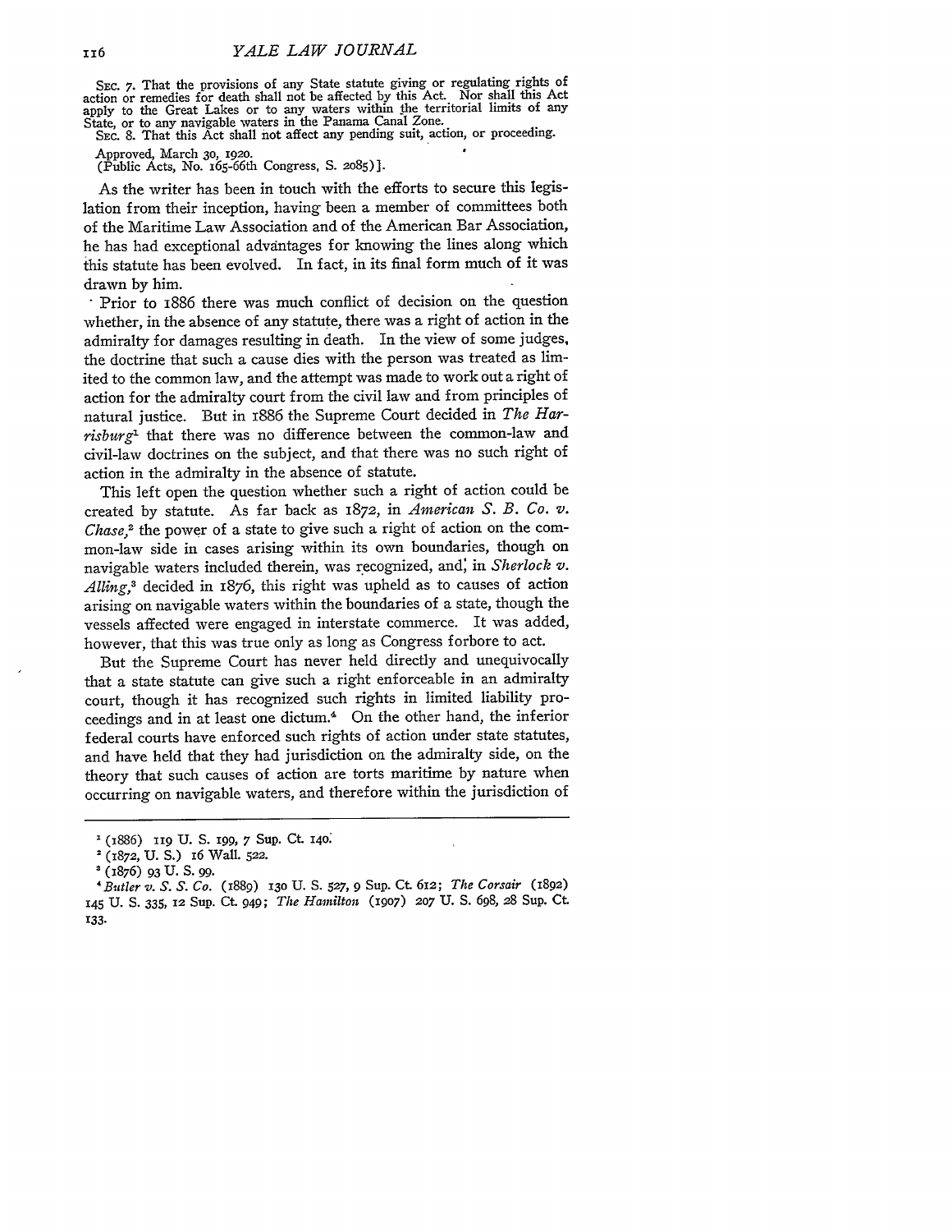SEC. 7. That the provisions of any State statute giving or regulating rights of action or remedies for death shall not be affected by this Act. Nor shall this Act apply to the Great Lakes or to any waters within the territorial limits of any State, or to any navigable waters in the Panama Canal Zone.

SEC. 8. That this Act shall not affect any pending suit, action, or proceeding.

Approved, March 30, 1920.
(Public Acts, No. 165-66th Congress, S. 2085)].

As the writer has been in touch with the efforts to secure this legislation from their inception, having been a member of committees both of the Maritime Law Association and of the American Bar Association, he has had exceptional advantages for knowing the lines along which this statute has been evolved. In fact, in its final form much of it was drawn by him.

Prior to 1886 there was much conflict of decision on the question whether, in the absence of any statute, there was a right of action in the admiralty for damages resulting in death. In the view of some judges, the doctrine that such a cause dies with the person was treated as limited to the common law, and the attempt was made to work out a right of action for the admiralty court from the civil law and from principles of natural justice. But in 1886 the Supreme Court decided in *The Harrisburg*[1] that there was no difference between the common-law and civil-law doctrines on the subject, and that there was no such right of action in the admiralty in the absence of statute.

This left open the question whether such a right of action could be created by statute. As far back as 1872, in *American S. B. Co. v. Chase*,[2] the power of a state to give such a right of action on the common-law side in cases arising within its own boundaries, though on navigable waters included therein, was recognized, and, in *Sherlock v. Alling*,[3] decided in 1876, this right was upheld as to causes of action arising on navigable waters within the boundaries of a state, though the vessels affected were engaged in interstate commerce. It was added, however, that this was true only as long as Congress forbore to act.

But the Supreme Court has never held directly and unequivocally that a state statute can give such a right enforceable in an admiralty court, though it has recognized such rights in limited liability proceedings and in at least one dictum.[4] On the other hand, the inferior federal courts have enforced such rights of action under state statutes, and have held that they had jurisdiction on the admiralty side, on the theory that such causes of action are torts maritime by nature when occurring on navigable waters, and therefore within the jurisdiction of

---

[1] (1886) 119 U. S. 199, 7 Sup. Ct. 140.

[2] (1872, U. S.) 16 Wall. 522.

[3] (1876) 93 U. S. 99.

[4] *Butler v. S. S. Co.* (1889) 130 U. S. 527, 9 Sup. Ct. 612; *The Corsair* (1892) 145 U. S. 335, 12 Sup. Ct. 949; *The Hamilton* (1907) 207 U. S. 698, 28 Sup. Ct. 133.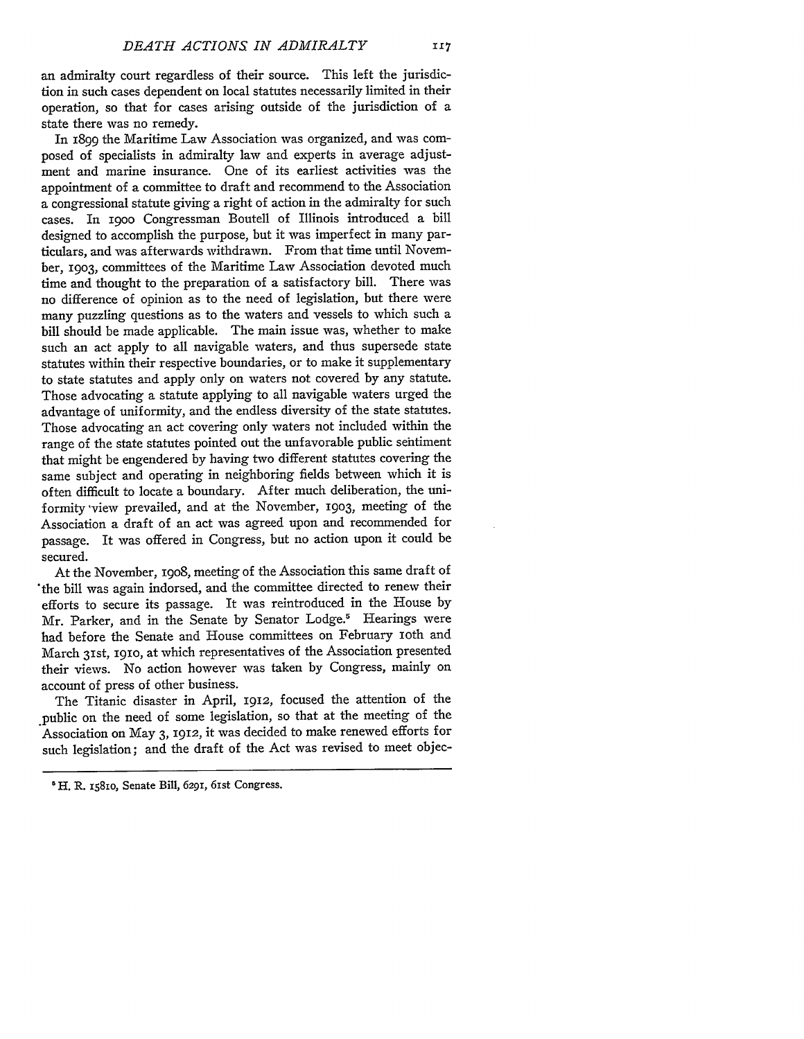an admiralty court regardless of their source. This left the jurisdiction in such cases dependent on local statutes necessarily limited in their operation, so that for cases arising outside of the jurisdiction of a state there was no remedy.

In 1899 the Maritime Law Association was organized, and was composed of specialists in admiralty law and experts in average adjustment and marine insurance. One of its earliest activities was the appointment of a committee to draft and recommend to the Association a congressional statute giving a right of action in the admiralty for such cases. In 1900 Congressman Boutell of Illinois introduced a bill designed to accomplish the purpose, but it was imperfect in many particulars, and was afterwards withdrawn. From that time until November, 1903, committees of the Maritime Law Association devoted much time and thought to the preparation of a satisfactory bill. There was no difference of opinion as to the need of legislation, but there were many puzzling questions as to the waters and vessels to which such a bill should be made applicable. The main issue was, whether to make such an act apply to all navigable waters, and thus supersede state statutes within their respective boundaries, or to make it supplementary to state statutes and apply only on waters not covered by any statute. Those advocating a statute applying to all navigable waters urged the advantage of uniformity, and the endless diversity of the state statutes. Those advocating an act covering only waters not included within the range of the state statutes pointed out the unfavorable public sentiment that might be engendered by having two different statutes covering the same subject and operating in neighboring fields between which it is often difficult to locate a boundary. After much deliberation, the uniformity view prevailed, and at the November, 1903, meeting of the Association a draft of an act was agreed upon and recommended for passage. It was offered in Congress, but no action upon it could be secured.

At the November, 1908, meeting of the Association this same draft of the bill was again indorsed, and the committee directed to renew their efforts to secure its passage. It was reintroduced in the House by Mr. Parker, and in the Senate by Senator Lodge.[5] Hearings were had before the Senate and House committees on February 10th and March 31st, 1910, at which representatives of the Association presented their views. No action however was taken by Congress, mainly on account of press of other business.

The Titanic disaster in April, 1912, focused the attention of the public on the need of some legislation, so that at the meeting of the Association on May 3, 1912, it was decided to make renewed efforts for such legislation; and the draft of the Act was revised to meet objec-

---

[5] H. R. 15810, Senate Bill, 6291, 61st Congress.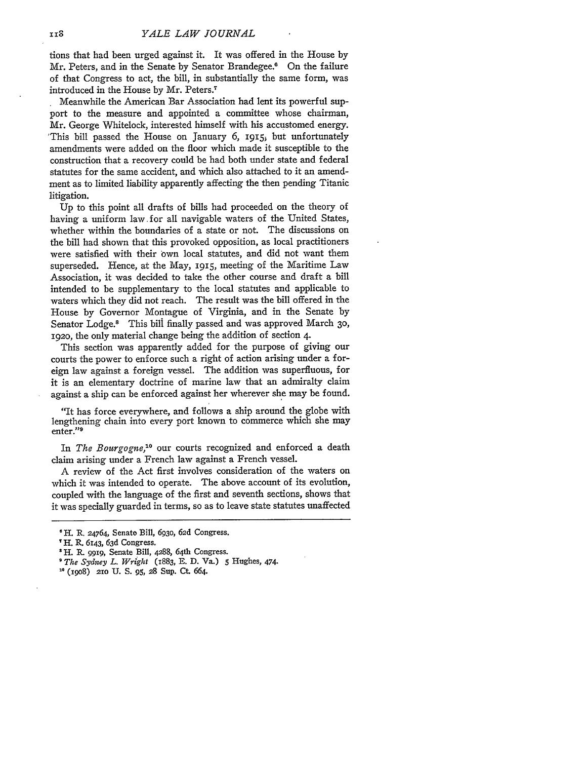tions that had been urged against it. It was offered in the House by Mr. Peters, and in the Senate by Senator Brandegee.[6] On the failure of that Congress to act, the bill, in substantially the same form, was introduced in the House by Mr. Peters.[7]

Meanwhile the American Bar Association had lent its powerful support to the measure and appointed a committee whose chairman, Mr. George Whitelock, interested himself with his accustomed energy. This bill passed the House on January 6, 1915; but unfortunately amendments were added on the floor which made it susceptible to the construction that a recovery could be had both under state and federal statutes for the same accident, and which also attached to it an amendment as to limited liability apparently affecting the then pending Titanic litigation.

Up to this point all drafts of bills had proceeded on the theory of having a uniform law for all navigable waters of the United States, whether within the boundaries of a state or not. The discussions on the bill had shown that this provoked opposition, as local practitioners were satisfied with their own local statutes, and did not want them superseded. Hence, at the May, 1915, meeting of the Maritime Law Association, it was decided to take the other course and draft a bill intended to be supplementary to the local statutes and applicable to waters which they did not reach. The result was the bill offered in the House by Governor Montague of Virginia, and in the Senate by Senator Lodge.[8] This bill finally passed and was approved March 30, 1920, the only material change being the addition of section 4.

This section was apparently added for the purpose of giving our courts the power to enforce such a right of action arising under a foreign law against a foreign vessel. The addition was superfluous, for it is an elementary doctrine of marine law that an admiralty claim against a ship can be enforced against her wherever she may be found.

> "It has force everywhere, and follows a ship around the globe with lengthening chain into every port known to commerce which she may enter."[9]

In *The Bourgogne*,[10] our courts recognized and enforced a death claim arising under a French law against a French vessel.

A review of the Act first involves consideration of the waters on which it was intended to operate. The above account of its evolution, coupled with the language of the first and seventh sections, shows that it was specially guarded in terms, so as to leave state statutes unaffected

---

[6] H. R. 24764, Senate Bill, 6930, 62d Congress.

[7] H. R. 6143, 63d Congress.

[8] H. R. 9919, Senate Bill, 4288, 64th Congress.

[9] *The Sydney L. Wright* (1883, E. D. Va.) 5 Hughes, 474.

[10] (1908) 210 U. S. 95, 28 Sup. Ct. 664.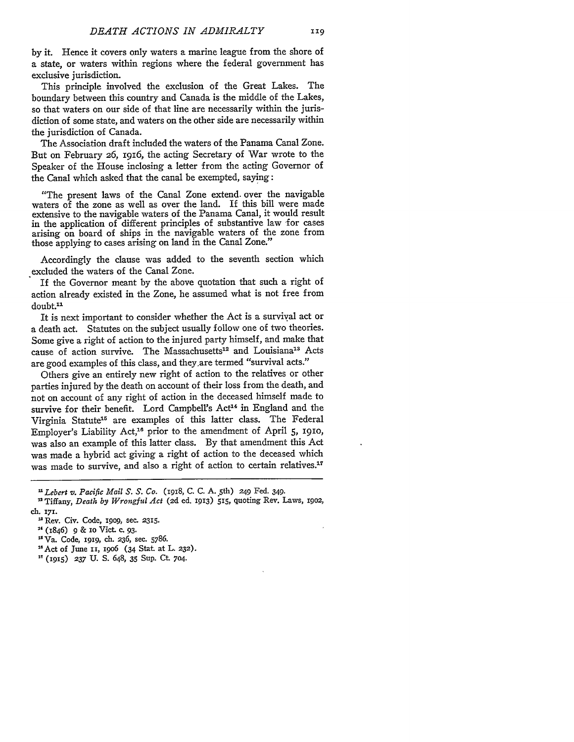by it. Hence it covers only waters a marine league from the shore of a state, or waters within regions where the federal government has exclusive jurisdiction.

This principle involved the exclusion of the Great Lakes. The boundary between this country and Canada is the middle of the Lakes, so that waters on our side of that line are necessarily within the jurisdiction of some state, and waters on the other side are necessarily within the jurisdiction of Canada.

The Association draft included the waters of the Panama Canal Zone. But on February 26, 1916, the acting Secretary of War wrote to the Speaker of the House inclosing a letter from the acting Governor of the Canal which asked that the canal be exempted, saying:

> "The present laws of the Canal Zone extend over the navigable waters of the zone as well as over the land. If this bill were made extensive to the navigable waters of the Panama Canal, it would result in the application of different principles of substantive law for cases arising on board of ships in the navigable waters of the zone from those applying to cases arising on land in the Canal Zone."

Accordingly the clause was added to the seventh section which excluded the waters of the Canal Zone.

If the Governor meant by the above quotation that such a right of action already existed in the Zone, he assumed what is not free from doubt.[11]

It is next important to consider whether the Act is a survival act or a death act. Statutes on the subject usually follow one of two theories. Some give a right of action to the injured party himself, and make that cause of action survive. The Massachusetts[12] and Louisiana[13] Acts are good examples of this class, and they are termed "survival acts."

Others give an entirely new right of action to the relatives or other parties injured by the death on account of their loss from the death, and not on account of any right of action in the deceased himself made to survive for their benefit. Lord Campbell's Act[14] in England and the Virginia Statute[15] are examples of this latter class. The Federal Employer's Liability Act,[16] prior to the amendment of April 5, 1910, was also an example of this latter class. By that amendment this Act was made a hybrid act giving a right of action to the deceased which was made to survive, and also a right of action to certain relatives.[17]

---

[11] *Lebert v. Pacific Mail S. S. Co.* (1918, C. C. A. 5th) 249 Fed. 349.

[12] Tiffany, *Death by Wrongful Act* (2d ed. 1913) 515, quoting Rev. Laws, 1902, ch. 171.

[13] Rev. Civ. Code, 1909, sec. 2315.

[14] (1846) 9 & 10 Vict. c. 93.

[15] Va. Code, 1919, ch. 236, sec. 5786.

[16] Act of June 11, 1906 (34 Stat. at L. 232).

[17] (1915) 237 U. S. 648, 35 Sup. Ct. 704.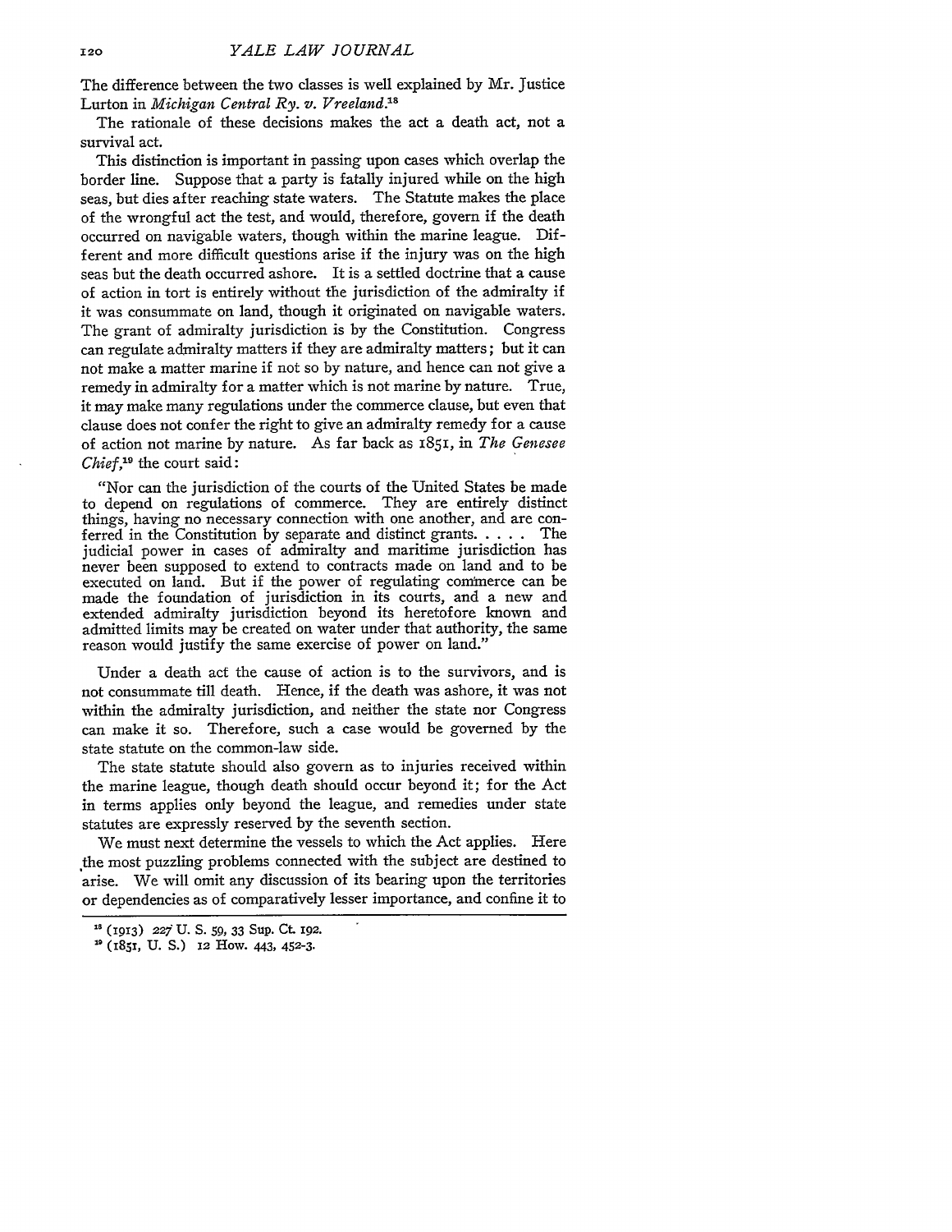The difference between the two classes is well explained by Mr. Justice Lurton in *Michigan Central Ry. v. Vreeland*.[18]

The rationale of these decisions makes the act a death act, not a survival act.

This distinction is important in passing upon cases which overlap the border line. Suppose that a party is fatally injured while on the high seas, but dies after reaching state waters. The Statute makes the place of the wrongful act the test, and would, therefore, govern if the death occurred on navigable waters, though within the marine league. Different and more difficult questions arise if the injury was on the high seas but the death occurred ashore. It is a settled doctrine that a cause of action in tort is entirely without the jurisdiction of the admiralty if it was consummate on land, though it originated on navigable waters. The grant of admiralty jurisdiction is by the Constitution. Congress can regulate admiralty matters if they are admiralty matters; but it can not make a matter marine if not so by nature, and hence can not give a remedy in admiralty for a matter which is not marine by nature. True, it may make many regulations under the commerce clause, but even that clause does not confer the right to give an admiralty remedy for a cause of action not marine by nature. As far back as 1851, in *The Genesee Chief*,[19] the court said:

> "Nor can the jurisdiction of the courts of the United States be made to depend on regulations of commerce. They are entirely distinct things, having no necessary connection with one another, and are conferred in the Constitution by separate and distinct grants. . . . . The judicial power in cases of admiralty and maritime jurisdiction has never been supposed to extend to contracts made on land and to be executed on land. But if the power of regulating commerce can be made the foundation of jurisdiction in its courts, and a new and extended admiralty jurisdiction beyond its heretofore known and admitted limits may be created on water under that authority, the same reason would justify the same exercise of power on land."

Under a death act the cause of action is to the survivors, and is not consummate till death. Hence, if the death was ashore, it was not within the admiralty jurisdiction, and neither the state nor Congress can make it so. Therefore, such a case would be governed by the state statute on the common-law side.

The state statute should also govern as to injuries received within the marine league, though death should occur beyond it; for the Act in terms applies only beyond the league, and remedies under state statutes are expressly reserved by the seventh section.

We must next determine the vessels to which the Act applies. Here the most puzzling problems connected with the subject are destined to arise. We will omit any discussion of its bearing upon the territories or dependencies as of comparatively lesser importance, and confine it to

---

[18] (1913) 227 U. S. 59, 33 Sup. Ct. 192.

[19] (1851, U. S.) 12 How. 443, 452-3.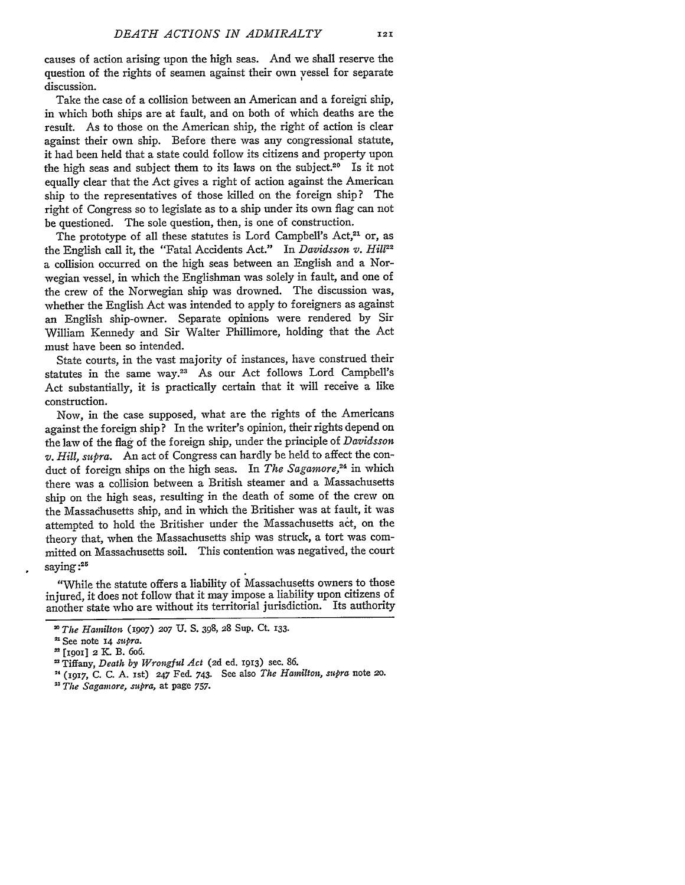causes of action arising upon the high seas. And we shall reserve the question of the rights of seamen against their own vessel for separate discussion.

Take the case of a collision between an American and a foreign ship, in which both ships are at fault, and on both of which deaths are the result. As to those on the American ship, the right of action is clear against their own ship. Before there was any congressional statute, it had been held that a state could follow its citizens and property upon the high seas and subject them to its laws on the subject.[20] Is it not equally clear that the Act gives a right of action against the American ship to the representatives of those killed on the foreign ship? The right of Congress so to legislate as to a ship under its own flag can not be questioned. The sole question, then, is one of construction.

The prototype of all these statutes is Lord Campbell's Act,[21] or, as the English call it, the "Fatal Accidents Act." In *Davidsson v. Hill*[22] a collision occurred on the high seas between an English and a Norwegian vessel, in which the Englishman was solely in fault, and one of the crew of the Norwegian ship was drowned. The discussion was, whether the English Act was intended to apply to foreigners as against an English ship-owner. Separate opinions were rendered by Sir William Kennedy and Sir Walter Phillimore, holding that the Act must have been so intended.

State courts, in the vast majority of instances, have construed their statutes in the same way.[23] As our Act follows Lord Campbell's Act substantially, it is practically certain that it will receive a like construction.

Now, in the case supposed, what are the rights of the Americans against the foreign ship? In the writer's opinion, their rights depend on the law of the flag of the foreign ship, under the principle of *Davidsson v. Hill, supra.* An act of Congress can hardly be held to affect the conduct of foreign ships on the high seas. In *The Sagamore*,[24] in which there was a collision between a British steamer and a Massachusetts ship on the high seas, resulting in the death of some of the crew on the Massachusetts ship, and in which the Britisher was at fault, it was attempted to hold the Britisher under the Massachusetts act, on the theory that, when the Massachusetts ship was struck, a tort was committed on Massachusetts soil. This contention was negatived, the court saying:[25]

"While the statute offers a liability of Massachusetts owners to those injured, it does not follow that it may impose a liability upon citizens of another state who are without its territorial jurisdiction. Its authority

---

[20] *The Hamilton* (1907) 207 U. S. 398, 28 Sup. Ct. 133.

[21] See note 14 *supra.*

[22] [1901] 2 K. B. 606.

[23] Tiffany, *Death by Wrongful Act* (2d ed. 1913) sec. 86.

[24] (1917, C. C. A. 1st) 247 Fed. 743. See also *The Hamilton, supra* note 20.

[25] *The Sagamore, supra,* at page 757.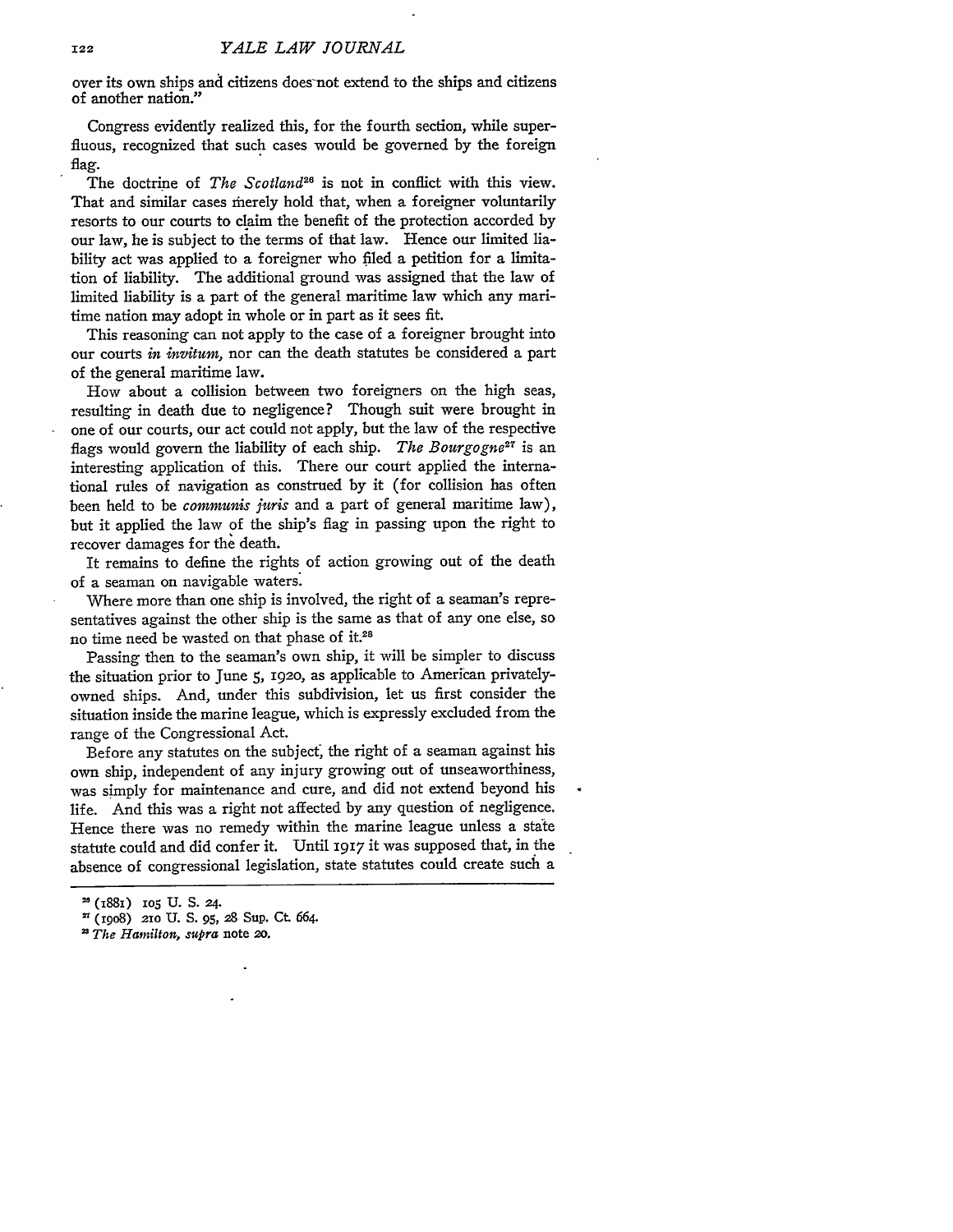over its own ships and citizens does not extend to the ships and citizens of another nation."

Congress evidently realized this, for the fourth section, while superfluous, recognized that such cases would be governed by the foreign flag.

The doctrine of *The Scotland*[26] is not in conflict with this view. That and similar cases merely hold that, when a foreigner voluntarily resorts to our courts to claim the benefit of the protection accorded by our law, he is subject to the terms of that law. Hence our limited liability act was applied to a foreigner who filed a petition for a limitation of liability. The additional ground was assigned that the law of limited liability is a part of the general maritime law which any maritime nation may adopt in whole or in part as it sees fit.

This reasoning can not apply to the case of a foreigner brought into our courts *in invitum*, nor can the death statutes be considered a part of the general maritime law.

How about a collision between two foreigners on the high seas, resulting in death due to negligence? Though suit were brought in one of our courts, our act could not apply, but the law of the respective flags would govern the liability of each ship. *The Bourgogne*[27] is an interesting application of this. There our court applied the international rules of navigation as construed by it (for collision has often been held to be *communis juris* and a part of general maritime law), but it applied the law of the ship's flag in passing upon the right to recover damages for the death.

It remains to define the rights of action growing out of the death of a seaman on navigable waters.

Where more than one ship is involved, the right of a seaman's representatives against the other ship is the same as that of any one else, so no time need be wasted on that phase of it.[28]

Passing then to the seaman's own ship, it will be simpler to discuss the situation prior to June 5, 1920, as applicable to American privately-owned ships. And, under this subdivision, let us first consider the situation inside the marine league, which is expressly excluded from the range of the Congressional Act.

Before any statutes on the subject, the right of a seaman against his own ship, independent of any injury growing out of unseaworthiness, was simply for maintenance and cure, and did not extend beyond his life. And this was a right not affected by any question of negligence. Hence there was no remedy within the marine league unless a state statute could and did confer it. Until 1917 it was supposed that, in the absence of congressional legislation, state statutes could create such a

---

[26] (1881) 105 U. S. 24.

[27] (1908) 210 U. S. 95, 28 Sup. Ct. 664.

[28] *The Hamilton, supra* note 20.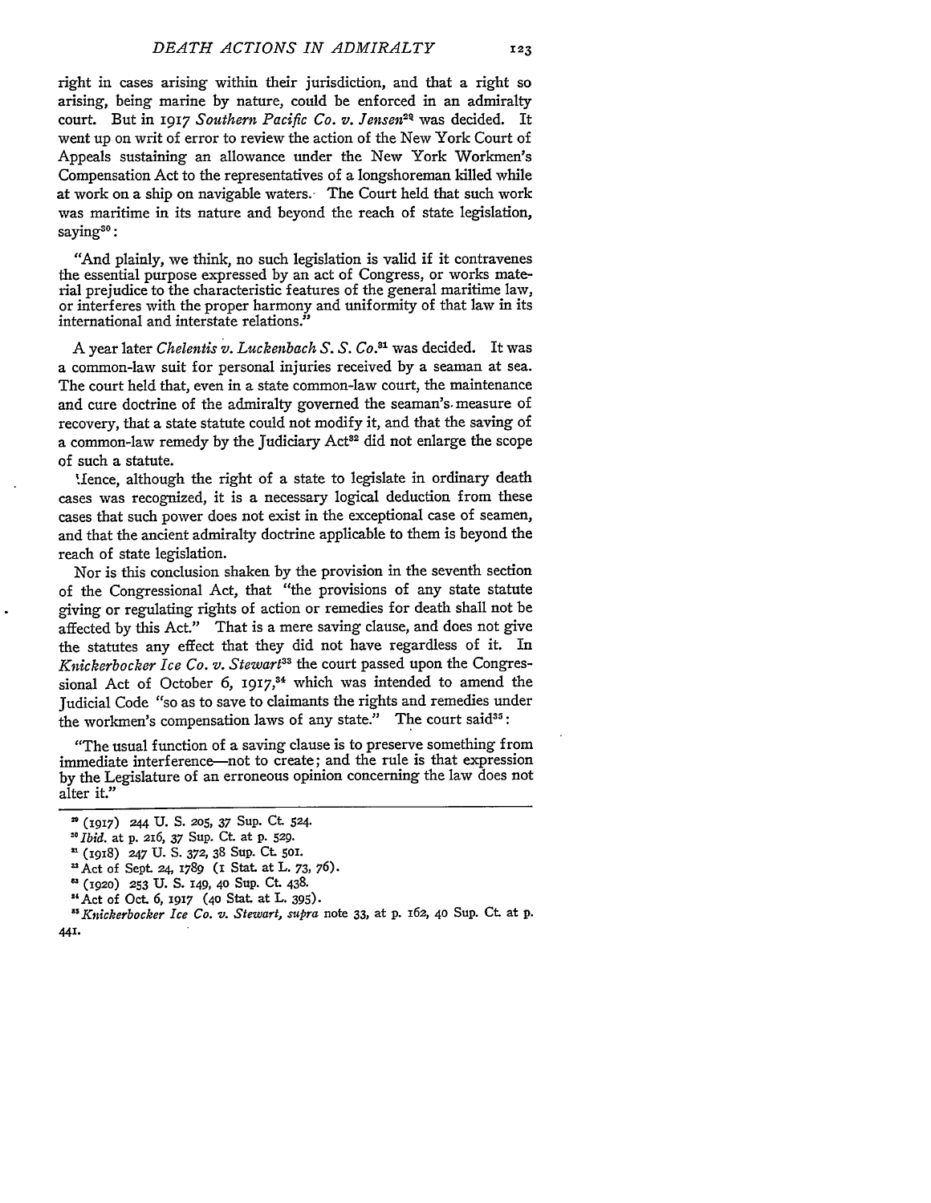right in cases arising within their jurisdiction, and that a right so arising, being marine by nature, could be enforced in an admiralty court. But in 1917 *Southern Pacific Co. v. Jensen*[29] was decided. It went up on writ of error to review the action of the New York Court of Appeals sustaining an allowance under the New York Workmen's Compensation Act to the representatives of a longshoreman killed while at work on a ship on navigable waters. The Court held that such work was maritime in its nature and beyond the reach of state legislation, saying[30]:

> "And plainly, we think, no such legislation is valid if it contravenes the essential purpose expressed by an act of Congress, or works material prejudice to the characteristic features of the general maritime law, or interferes with the proper harmony and uniformity of that law in its international and interstate relations."

A year later *Chelentis v. Luckenbach S. S. Co.*[31] was decided. It was a common-law suit for personal injuries received by a seaman at sea. The court held that, even in a state common-law court, the maintenance and cure doctrine of the admiralty governed the seaman's measure of recovery, that a state statute could not modify it, and that the saving of a common-law remedy by the Judiciary Act[32] did not enlarge the scope of such a statute.

Hence, although the right of a state to legislate in ordinary death cases was recognized, it is a necessary logical deduction from these cases that such power does not exist in the exceptional case of seamen, and that the ancient admiralty doctrine applicable to them is beyond the reach of state legislation.

Nor is this conclusion shaken by the provision in the seventh section of the Congressional Act, that "the provisions of any state statute giving or regulating rights of action or remedies for death shall not be affected by this Act." That is a mere saving clause, and does not give the statutes any effect that they did not have regardless of it. In *Knickerbocker Ice Co. v. Stewart*[33] the court passed upon the Congressional Act of October 6, 1917,[34] which was intended to amend the Judicial Code "so as to save to claimants the rights and remedies under the workmen's compensation laws of any state." The court said[35]:

> "The usual function of a saving clause is to preserve something from immediate interference—not to create; and the rule is that expression by the Legislature of an erroneous opinion concerning the law does not alter it."

---

[29] (1917) 244 U. S. 205, 37 Sup. Ct. 524.

[30] *Ibid.* at p. 216, 37 Sup. Ct. at p. 529.

[31] (1918) 247 U. S. 372, 38 Sup. Ct. 501.

[32] Act of Sept. 24, 1789 (1 Stat. at L. 73, 76).

[33] (1920) 253 U. S. 149, 40 Sup. Ct. 438.

[34] Act of Oct. 6, 1917 (40 Stat. at L. 395).

[35] *Knickerbocker Ice Co. v. Stewart, supra* note 33, at p. 162, 40 Sup. Ct. at p. 441.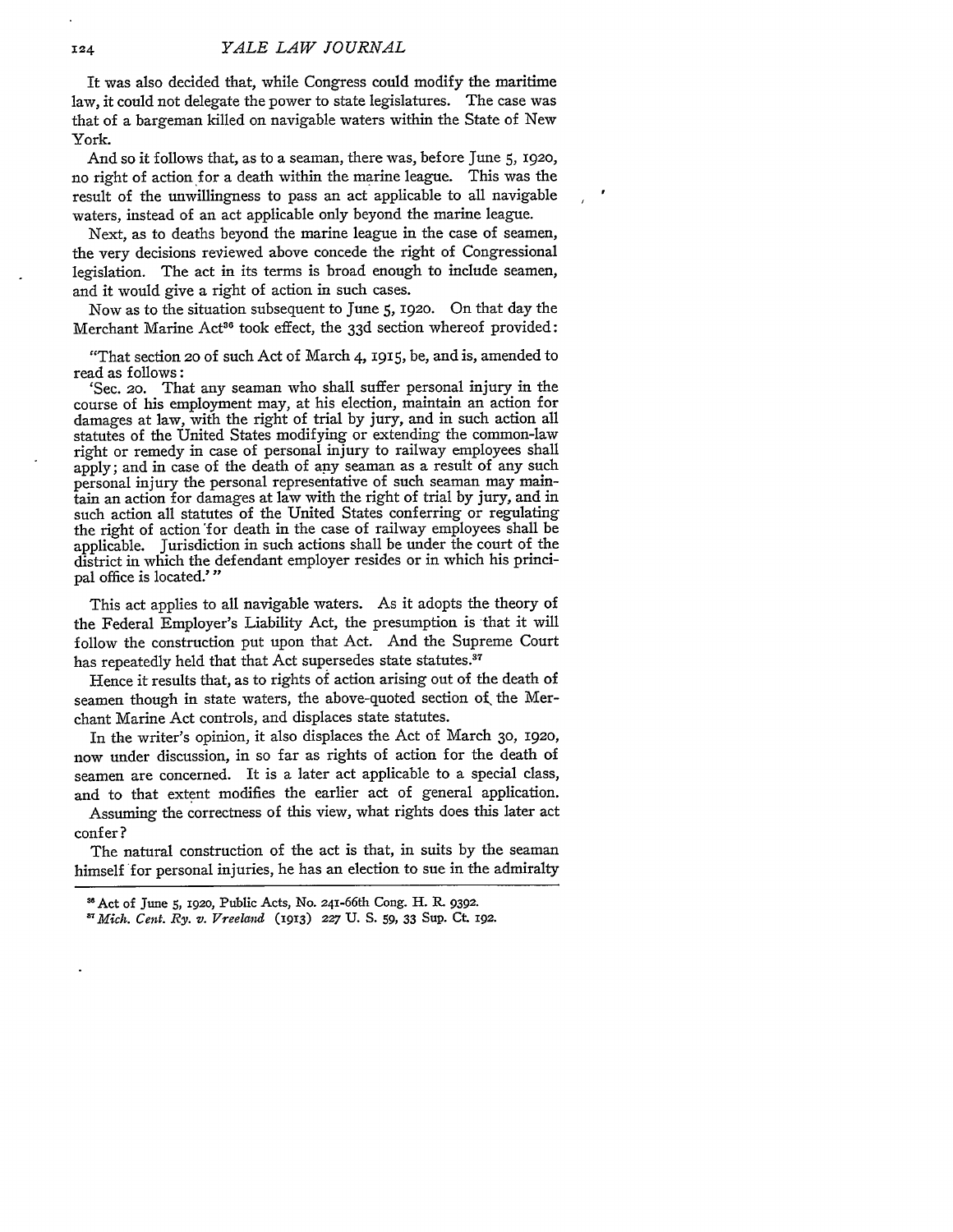It was also decided that, while Congress could modify the maritime law, it could not delegate the power to state legislatures. The case was that of a bargeman killed on navigable waters within the State of New York.

And so it follows that, as to a seaman, there was, before June 5, 1920, no right of action for a death within the marine league. This was the result of the unwillingness to pass an act applicable to all navigable waters, instead of an act applicable only beyond the marine league.

Next, as to deaths beyond the marine league in the case of seamen, the very decisions reviewed above concede the right of Congressional legislation. The act in its terms is broad enough to include seamen, and it would give a right of action in such cases.

Now as to the situation subsequent to June 5, 1920. On that day the Merchant Marine Act[36] took effect, the 33d section whereof provided:

> "That section 20 of such Act of March 4, 1915, be, and is, amended to read as follows:
> 'Sec. 20. That any seaman who shall suffer personal injury in the course of his employment may, at his election, maintain an action for damages at law, with the right of trial by jury, and in such action all statutes of the United States modifying or extending the common-law right or remedy in case of personal injury to railway employees shall apply; and in case of the death of any seaman as a result of any such personal injury the personal representative of such seaman may maintain an action for damages at law with the right of trial by jury, and in such action all statutes of the United States conferring or regulating the right of action for death in the case of railway employees shall be applicable. Jurisdiction in such actions shall be under the court of the district in which the defendant employer resides or in which his principal office is located.'"

This act applies to all navigable waters. As it adopts the theory of the Federal Employer's Liability Act, the presumption is that it will follow the construction put upon that Act. And the Supreme Court has repeatedly held that that Act supersedes state statutes.[37]

Hence it results that, as to rights of action arising out of the death of seamen though in state waters, the above-quoted section of the Merchant Marine Act controls, and displaces state statutes.

In the writer's opinion, it also displaces the Act of March 30, 1920, now under discussion, in so far as rights of action for the death of seamen are concerned. It is a later act applicable to a special class, and to that extent modifies the earlier act of general application.

Assuming the correctness of this view, what rights does this later act confer?

The natural construction of the act is that, in suits by the seaman himself for personal injuries, he has an election to sue in the admiralty

---

[36] Act of June 5, 1920, Public Acts, No. 241-66th Cong. H. R. 9392.

[37] *Mich. Cent. Ry. v. Vreeland* (1913) 227 U. S. 59, 33 Sup. Ct. 192.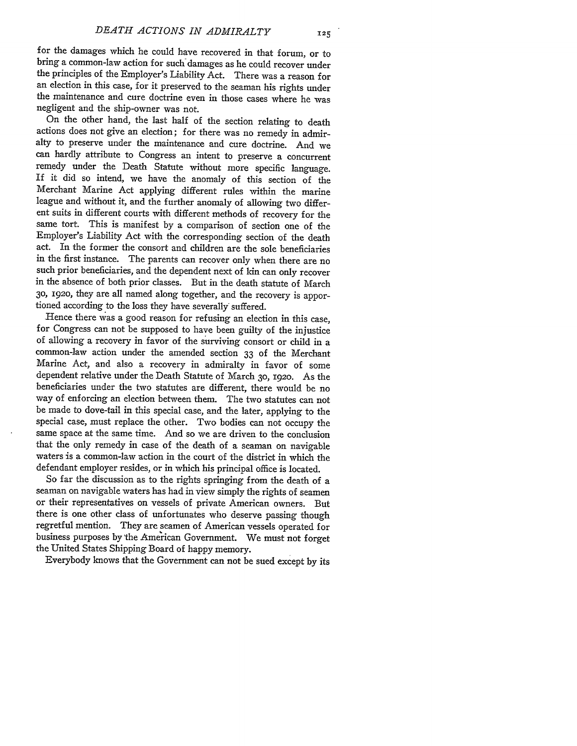for the damages which he could have recovered in that forum, or to bring a common-law action for such damages as he could recover under the principles of the Employer's Liability Act. There was a reason for an election in this case, for it preserved to the seaman his rights under the maintenance and cure doctrine even in those cases where he was negligent and the ship-owner was not.

On the other hand, the last half of the section relating to death actions does not give an election; for there was no remedy in admiralty to preserve under the maintenance and cure doctrine. And we can hardly attribute to Congress an intent to preserve a concurrent remedy under the Death Statute without more specific language. If it did so intend, we have the anomaly of this section of the Merchant Marine Act applying different rules within the marine league and without it, and the further anomaly of allowing two different suits in different courts with different methods of recovery for the same tort. This is manifest by a comparison of section one of the Employer's Liability Act with the corresponding section of the death act. In the former the consort and children are the sole beneficiaries in the first instance. The parents can recover only when there are no such prior beneficiaries, and the dependent next of kin can only recover in the absence of both prior classes. But in the death statute of March 30, 1920, they are all named along together, and the recovery is apportioned according to the loss they have severally suffered.

Hence there was a good reason for refusing an election in this case, for Congress can not be supposed to have been guilty of the injustice of allowing a recovery in favor of the surviving consort or child in a common-law action under the amended section 33 of the Merchant Marine Act, and also a recovery in admiralty in favor of some dependent relative under the Death Statute of March 30, 1920. As the beneficiaries under the two statutes are different, there would be no way of enforcing an election between them. The two statutes can not be made to dove-tail in this special case, and the later, applying to the special case, must replace the other. Two bodies can not occupy the same space at the same time. And so we are driven to the conclusion that the only remedy in case of the death of a seaman on navigable waters is a common-law action in the court of the district in which the defendant employer resides, or in which his principal office is located.

So far the discussion as to the rights springing from the death of a seaman on navigable waters has had in view simply the rights of seamen or their representatives on vessels of private American owners. But there is one other class of unfortunates who deserve passing though regretful mention. They are seamen of American vessels operated for business purposes by the American Government. We must not forget the United States Shipping Board of happy memory.

Everybody knows that the Government can not be sued except by its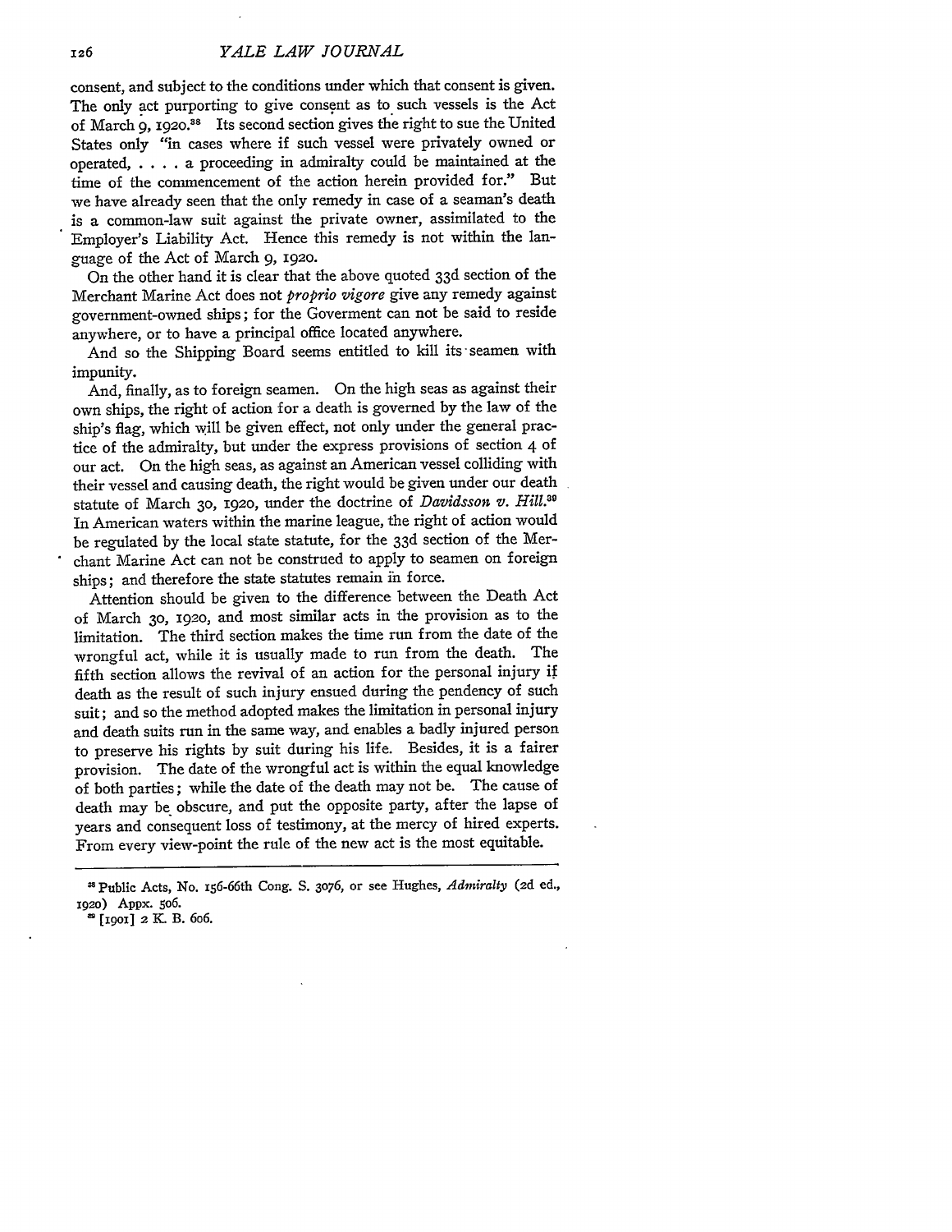consent, and subject to the conditions under which that consent is given. The only act purporting to give consent as to such vessels is the Act of March 9, 1920.[38] Its second section gives the right to sue the United States only "in cases where if such vessel were privately owned or operated, . . . . a proceeding in admiralty could be maintained at the time of the commencement of the action herein provided for." But we have already seen that the only remedy in case of a seaman's death is a common-law suit against the private owner, assimilated to the Employer's Liability Act. Hence this remedy is not within the language of the Act of March 9, 1920.

On the other hand it is clear that the above quoted 33d section of the Merchant Marine Act does not *proprio vigore* give any remedy against government-owned ships; for the Goverment can not be said to reside anywhere, or to have a principal office located anywhere.

And so the Shipping Board seems entitled to kill its seamen with impunity.

And, finally, as to foreign seamen. On the high seas as against their own ships, the right of action for a death is governed by the law of the ship's flag, which will be given effect, not only under the general practice of the admiralty, but under the express provisions of section 4 of our act. On the high seas, as against an American vessel colliding with their vessel and causing death, the right would be given under our death statute of March 30, 1920, under the doctrine of *Davidsson v. Hill*.[39] In American waters within the marine league, the right of action would be regulated by the local state statute, for the 33d section of the Merchant Marine Act can not be construed to apply to seamen on foreign ships; and therefore the state statutes remain in force.

Attention should be given to the difference between the Death Act of March 30, 1920, and most similar acts in the provision as to the limitation. The third section makes the time run from the date of the wrongful act, while it is usually made to run from the death. The fifth section allows the revival of an action for the personal injury if death as the result of such injury ensued during the pendency of such suit; and so the method adopted makes the limitation in personal injury and death suits run in the same way, and enables a badly injured person to preserve his rights by suit during his life. Besides, it is a fairer provision. The date of the wrongful act is within the equal knowledge of both parties; while the date of the death may not be. The cause of death may be obscure, and put the opposite party, after the lapse of years and consequent loss of testimony, at the mercy of hired experts. From every view-point the rule of the new act is the most equitable.

---

[38] Public Acts, No. 156-66th Cong. S. 3076, or see Hughes, *Admiralty* (2d ed., 1920) Appx. 506.

[39] [1901] 2 K. B. 606.